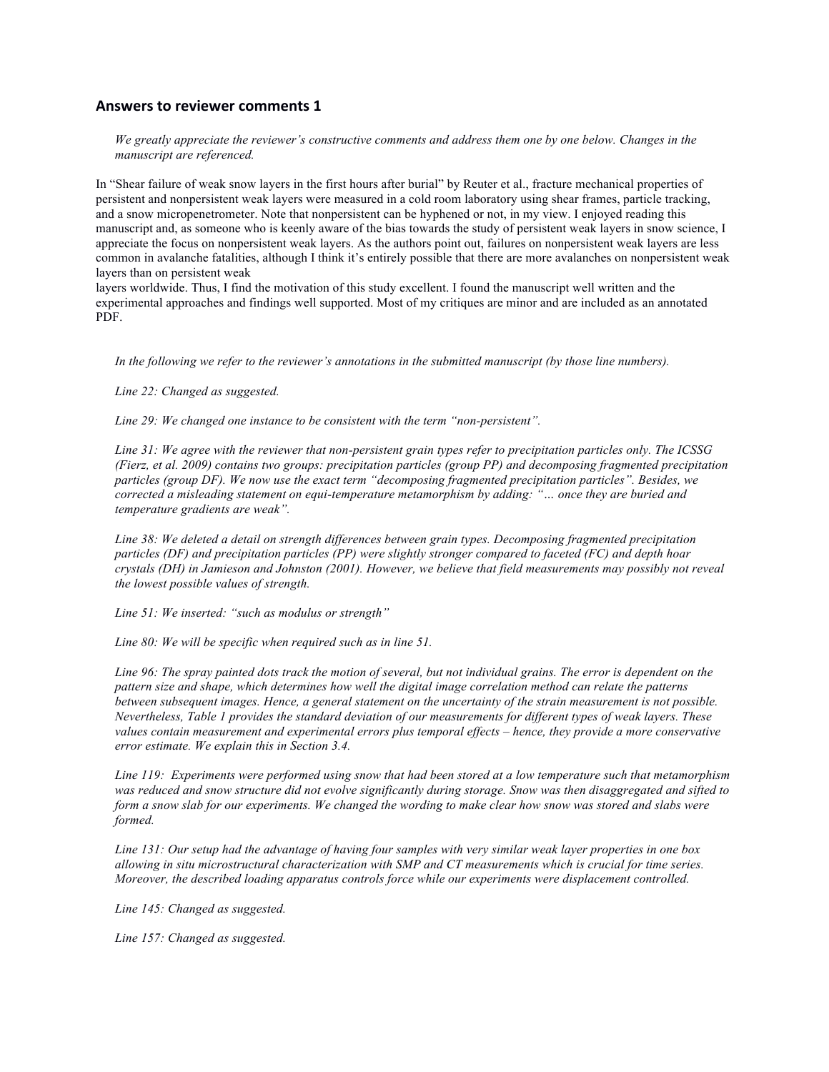## Answers to reviewer comments 1

*We greatly appreciate the reviewer's constructive comments and address them one by one below. Changes in the manuscript are referenced.*

In "Shear failure of weak snow layers in the first hours after burial" by Reuter et al., fracture mechanical properties of persistent and nonpersistent weak layers were measured in a cold room laboratory using shear frames, particle tracking, and a snow micropenetrometer. Note that nonpersistent can be hyphened or not, in my view. I enjoyed reading this manuscript and, as someone who is keenly aware of the bias towards the study of persistent weak layers in snow science, I appreciate the focus on nonpersistent weak layers. As the authors point out, failures on nonpersistent weak layers are less common in avalanche fatalities, although I think it's entirely possible that there are more avalanches on nonpersistent weak layers than on persistent weak layers worldwide. Thus, I find the motivation of this study excellent. I found the manuscript well written and the experimental approaches and findings well supported. Most of my critiques are minor and are included as an annotated PDF.

*In the following we refer to the reviewer's annotations in the submitted manuscript (by those line numbers).*

*Line 22: Changed as suggested.*

*Line 29: We changed one instance to be consistent with the term "non-persistent".*

*Line 31: We agree with the reviewer that non-persistent grain types refer to precipitation particles only. The ICSSG (Fierz, et al. 2009) contains two groups: precipitation particles (group PP) and decomposing fragmented precipitation particles (group DF). We now use the exact term "decomposing fragmented precipitation particles". Besides, we corrected a misleading statement on equi-temperature metamorphism by adding: "… once they are buried and temperature gradients are weak".*

*Line 38: We deleted a detail on strength differences between grain types. Decomposing fragmented precipitation particles (DF) and precipitation particles (PP) were slightly stronger compared to faceted (FC) and depth hoar crystals (DH) in Jamieson and Johnston (2001). However, we believe that field measurements may possibly not reveal the lowest possible values of strength.*

*Line 51: We inserted: "such as modulus or strength"*

*Line 80: We will be specific when required such as in line 51.*

*Line 96: The spray painted dots track the motion of several, but not individual grains. The error is dependent on the pattern size and shape, which determines how well the digital image correlation method can relate the patterns between subsequent images. Hence, a general statement on the uncertainty of the strain measurement is not possible. Nevertheless, Table 1 provides the standard deviation of our measurements for different types of weak layers. These values contain measurement and experimental errors plus temporal effects – hence, they provide a more conservative error estimate. We explain this in Section 3.4.*

*Line 119: Experiments were performed using snow that had been stored at a low temperature such that metamorphism was reduced and snow structure did not evolve significantly during storage. Snow was then disaggregated and sifted to form a snow slab for our experiments. We changed the wording to make clear how snow was stored and slabs were formed.*

*Line 131: Our setup had the advantage of having four samples with very similar weak layer properties in one box allowing in situ microstructural characterization with SMP and CT measurements which is crucial for time series. Moreover, the described loading apparatus controls force while our experiments were displacement controlled.*

*Line 145: Changed as suggested.*

*Line 157: Changed as suggested.*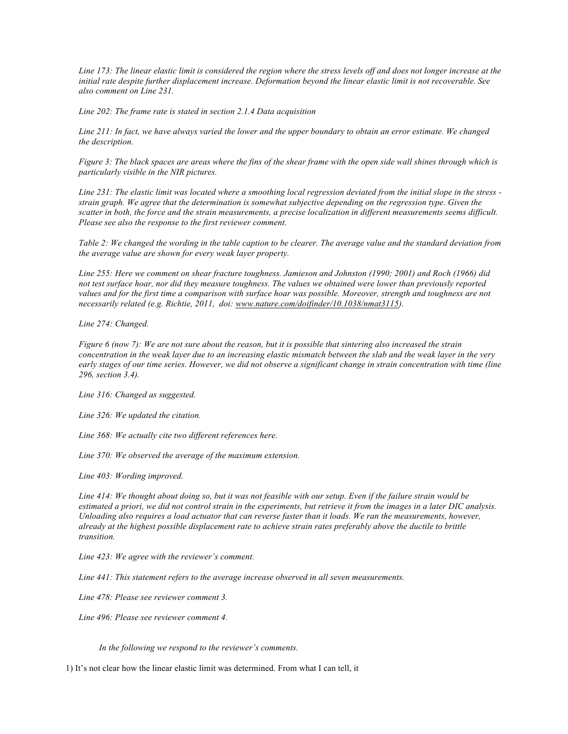*Line 173: The linear elastic limit is considered the region where the stress levels off and does not longer increase at the initial rate despite further displacement increase. Deformation beyond the linear elastic limit is not recoverable. See also comment on Line 231.*

*Line 202: The frame rate is stated in section 2.1.4 Data acquisition*

*Line 211: In fact, we have always varied the lower and the upper boundary to obtain an error estimate. We changed the description.*

*Figure 3: The black spaces are areas where the fins of the shear frame with the open side wall shines through which is particularly visible in the NIR pictures.*

*Line 231: The elastic limit was located where a smoothing local regression deviated from the initial slope in the stress - strain graph. We agree that the determination is somewhat subjective depending on the regression type. Given the scatter in both, the force and the strain measurements, a precise localization in different measurements seems difficult. Please see also the response to the first reviewer comment.*

*Table 2: We changed the wording in the table caption to be clearer. The average value and the standard deviation from the average value are shown for every weak layer property.*

*Line 255: Here we comment on shear fracture toughness. Jamieson and Johnston (1990; 2001) and Roch (1966) did not test surface hoar, nor did they measure toughness. The values we obtained were lower than previously reported values and for the first time a comparison with surface hoar was possible. Moreover, strength and toughness are not necessarily related (e.g. Richtie, 2011, doi: www.nature.com/doifinder/10.1038/nmat3115).*

*Line 274: Changed.*

*Figure 6 (now 7): We are not sure about the reason, but it is possible that sintering also increased the strain concentration in the weak layer due to an increasing elastic mismatch between the slab and the weak layer in the very early stages of our time series. However, we did not observe a significant change in strain concentration with time (line 296, section 3.4).*

*Line 316: Changed as suggested.*

*Line 326: We updated the citation.*

*Line 368: We actually cite two different references here.*

*Line 370: We observed the average of the maximum extension.*

*Line 403: Wording improved.*

*Line 414: We thought about doing so, but it was not feasible with our setup. Even if the failure strain would be estimated a priori, we did not control strain in the experiments, but retrieve it from the images in a later DIC analysis. Unloading also requires a load actuator that can reverse faster than it loads. We ran the measurements, however, already at the highest possible displacement rate to achieve strain rates preferably above the ductile to brittle transition.*

*Line 423: We agree with the reviewer's comment.*

*Line 441: This statement refers to the average increase observed in all seven measurements.*

*Line 478: Please see reviewer comment 3.*

*Line 496: Please see reviewer comment 4.*

*In the following we respond to the reviewer's comments.*

1) It's not clear how the linear elastic limit was determined. From what I can tell, it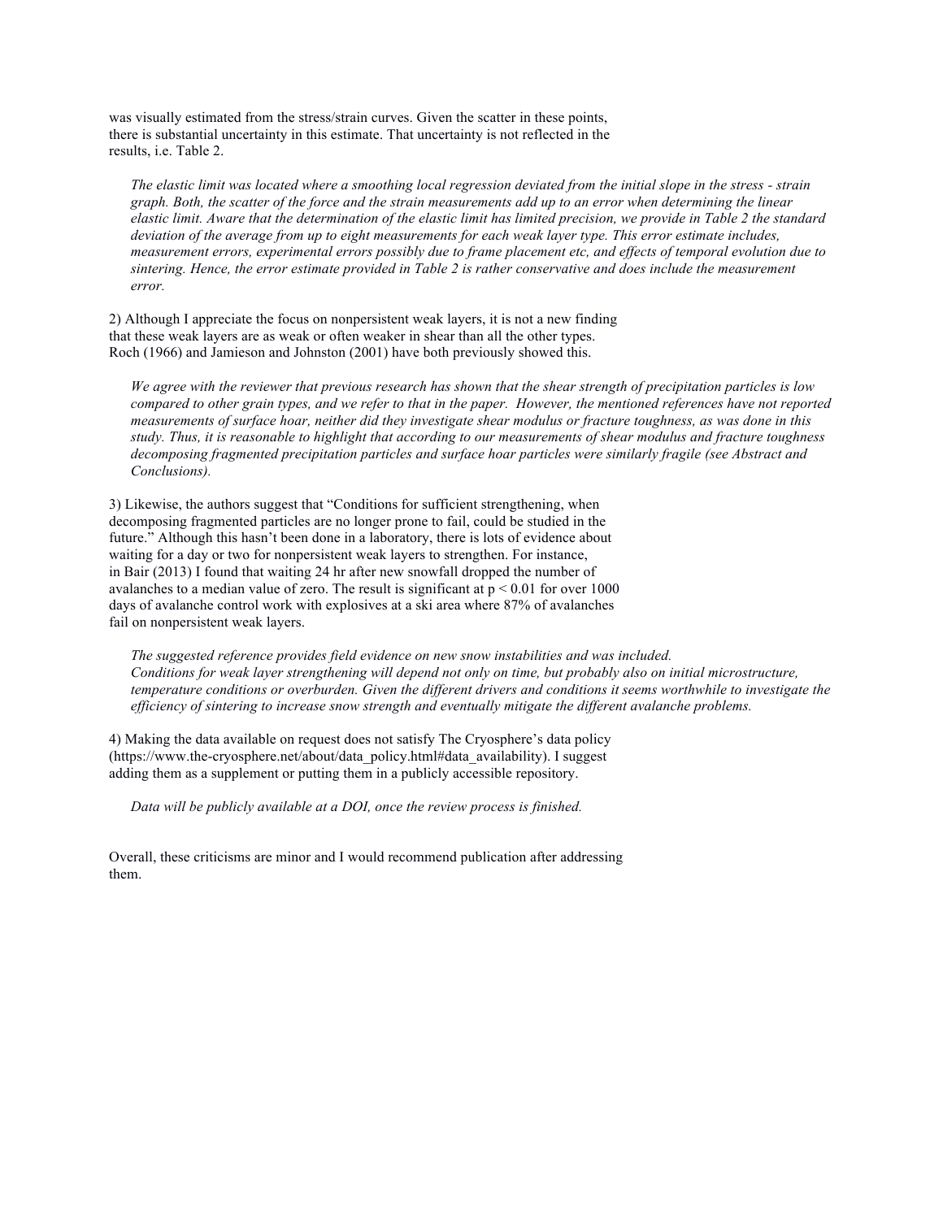was visually estimated from the stress/strain curves. Given the scatter in these points, there is substantial uncertainty in this estimate. That uncertainty is not reflected in the results, i.e. Table 2.

> *The elastic limit was located where a smoothing local regression deviated from the initial slope in the stress - strain graph. Both, the scatter of the force and the strain measurements add up to an error when determining the linear elastic limit. Aware that the determination of the elastic limit has limited precision, we provide in Table 2 the standard deviation of the average from up to eight measurements for each weak layer type. This error estimate includes, measurement errors, experimental errors possibly due to frame placement etc, and effects of temporal evolution due to sintering. Hence, the error estimate provided in Table 2 is rather conservative and does include the measurement error.*

2) Although I appreciate the focus on nonpersistent weak layers, it is not a new finding that these weak layers are as weak or often weaker in shear than all the other types. Roch (1966) and Jamieson and Johnston (2001) have both previously showed this.

> *We agree with the reviewer that previous research has shown that the shear strength of precipitation particles is low compared to other grain types, and we refer to that in the paper. However, the mentioned references have not reported measurements of surface hoar, neither did they investigate shear modulus or fracture toughness, as was done in this study. Thus, it is reasonable to highlight that according to our measurements of shear modulus and fracture toughness decomposing fragmented precipitation particles and surface hoar particles were similarly fragile (see Abstract and Conclusions).*

3) Likewise, the authors suggest that "Conditions for sufficient strengthening, when decomposing fragmented particles are no longer prone to fail, could be studied in the future." Although this hasn't been done in a laboratory, there is lots of evidence about waiting for a day or two for nonpersistent weak layers to strengthen. For instance, in Bair (2013) I found that waiting 24 hr after new snowfall dropped the number of avalanches to a median value of zero. The result is significant at $p < 0.01$ for over 1000 days of avalanche control work with explosives at a ski area where 87% of avalanches fail on nonpersistent weak layers.

> *The suggested reference provides field evidence on new snow instabilities and was included. Conditions for weak layer strengthening will depend not only on time, but probably also on initial microstructure, temperature conditions or overburden. Given the different drivers and conditions it seems worthwhile to investigate the efficiency of sintering to increase snow strength and eventually mitigate the different avalanche problems.*

4) Making the data available on request does not satisfy The Cryosphere's data policy (https://www.the-cryosphere.net/about/data_policy.html#data_availability). I suggest adding them as a supplement or putting them in a publicly accessible repository.

> *Data will be publicly available at a DOI, once the review process is finished.*

Overall, these criticisms are minor and I would recommend publication after addressing them.